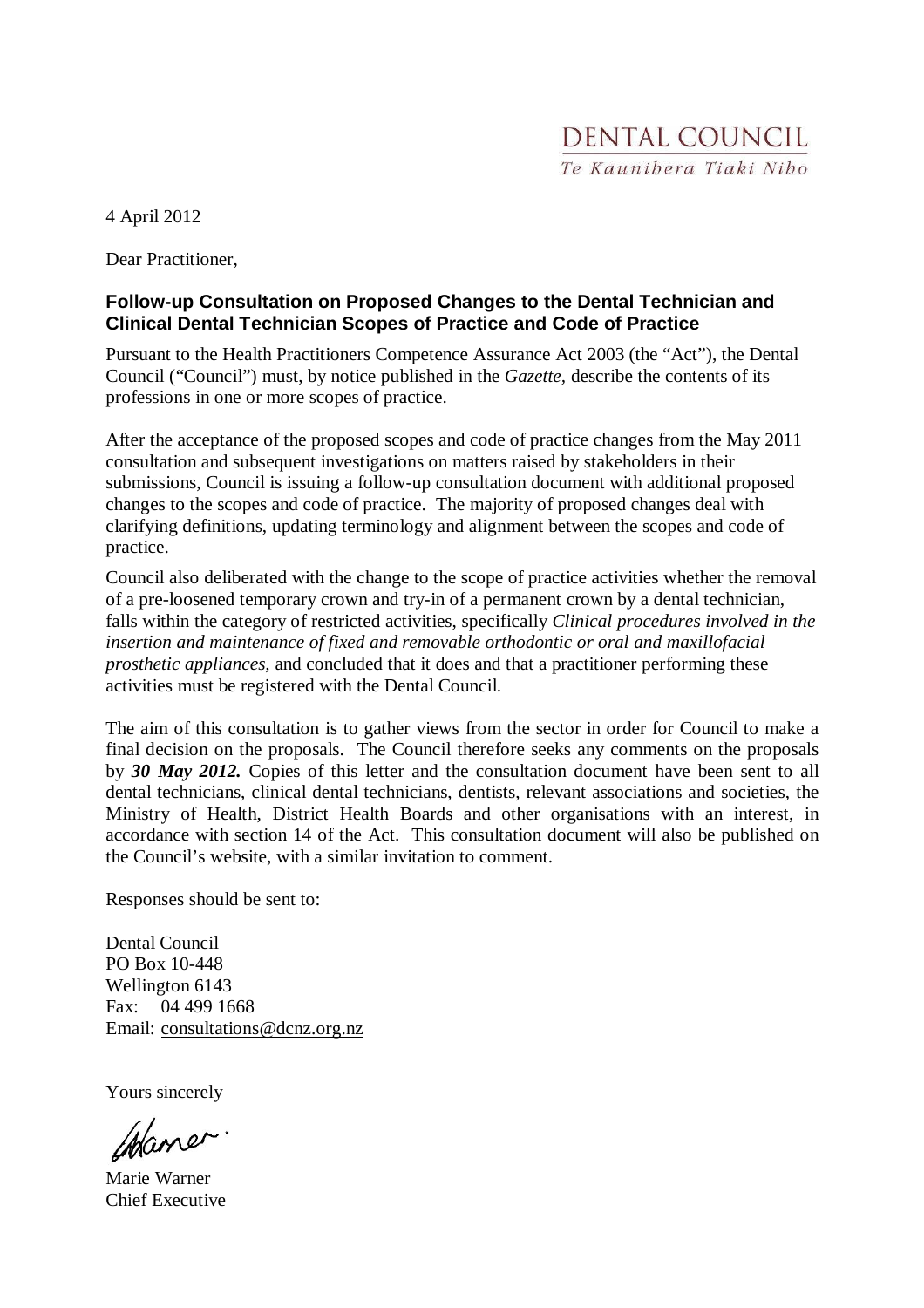DENTAL COUNCIL
*Te Kaunihera Tiaki Niho*

4 April 2012

Dear Practitioner,

**Follow-up Consultation on Proposed Changes to the Dental Technician and Clinical Dental Technician Scopes of Practice and Code of Practice**

Pursuant to the Health Practitioners Competence Assurance Act 2003 (the "Act"), the Dental Council ("Council") must, by notice published in the *Gazette*, describe the contents of its professions in one or more scopes of practice.

After the acceptance of the proposed scopes and code of practice changes from the May 2011 consultation and subsequent investigations on matters raised by stakeholders in their submissions, Council is issuing a follow-up consultation document with additional proposed changes to the scopes and code of practice. The majority of proposed changes deal with clarifying definitions, updating terminology and alignment between the scopes and code of practice.

Council also deliberated with the change to the scope of practice activities whether the removal of a pre-loosened temporary crown and try-in of a permanent crown by a dental technician, falls within the category of restricted activities, specifically *Clinical procedures involved in the insertion and maintenance of fixed and removable orthodontic or oral and maxillofacial prosthetic appliances*, and concluded that it does and that a practitioner performing these activities must be registered with the Dental Council.

The aim of this consultation is to gather views from the sector in order for Council to make a final decision on the proposals. The Council therefore seeks any comments on the proposals by ***30 May 2012.*** Copies of this letter and the consultation document have been sent to all dental technicians, clinical dental technicians, dentists, relevant associations and societies, the Ministry of Health, District Health Boards and other organisations with an interest, in accordance with section 14 of the Act. This consultation document will also be published on the Council's website, with a similar invitation to comment.

Responses should be sent to:

Dental Council
PO Box 10-448
Wellington 6143
Fax: 04 499 1668
Email: consultations@dcnz.org.nz

Yours sincerely

Marie Warner
Chief Executive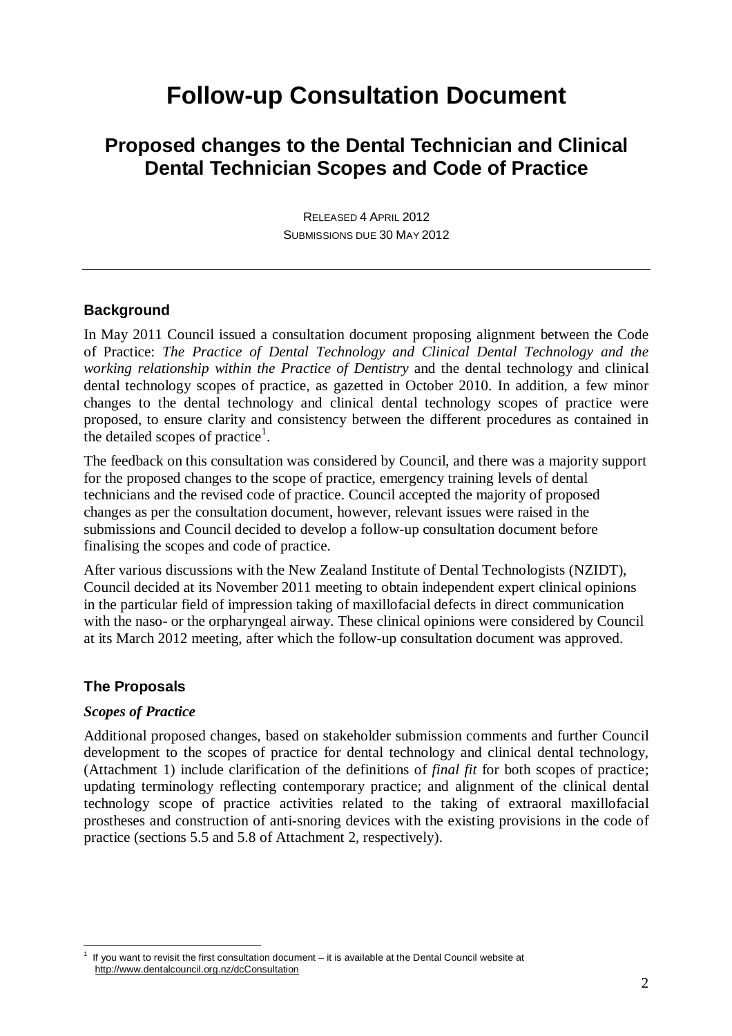# Follow-up Consultation Document

## Proposed changes to the Dental Technician and Clinical Dental Technician Scopes and Code of Practice

RELEASED 4 APRIL 2012
SUBMISSIONS DUE 30 MAY 2012

---

### Background

In May 2011 Council issued a consultation document proposing alignment between the Code of Practice: *The Practice of Dental Technology and Clinical Dental Technology and the working relationship within the Practice of Dentistry* and the dental technology and clinical dental technology scopes of practice, as gazetted in October 2010. In addition, a few minor changes to the dental technology and clinical dental technology scopes of practice were proposed, to ensure clarity and consistency between the different procedures as contained in the detailed scopes of practice[1].

The feedback on this consultation was considered by Council, and there was a majority support for the proposed changes to the scope of practice, emergency training levels of dental technicians and the revised code of practice. Council accepted the majority of proposed changes as per the consultation document, however, relevant issues were raised in the submissions and Council decided to develop a follow-up consultation document before finalising the scopes and code of practice.

After various discussions with the New Zealand Institute of Dental Technologists (NZIDT), Council decided at its November 2011 meeting to obtain independent expert clinical opinions in the particular field of impression taking of maxillofacial defects in direct communication with the naso- or the orpharyngeal airway. These clinical opinions were considered by Council at its March 2012 meeting, after which the follow-up consultation document was approved.

### The Proposals

#### *Scopes of Practice*

Additional proposed changes, based on stakeholder submission comments and further Council development to the scopes of practice for dental technology and clinical dental technology, (Attachment 1) include clarification of the definitions of *final fit* for both scopes of practice; updating terminology reflecting contemporary practice; and alignment of the clinical dental technology scope of practice activities related to the taking of extraoral maxillofacial prostheses and construction of anti-snoring devices with the existing provisions in the code of practice (sections 5.5 and 5.8 of Attachment 2, respectively).

---

[1] If you want to revisit the first consultation document – it is available at the Dental Council website at http://www.dentalcouncil.org.nz/dcConsultation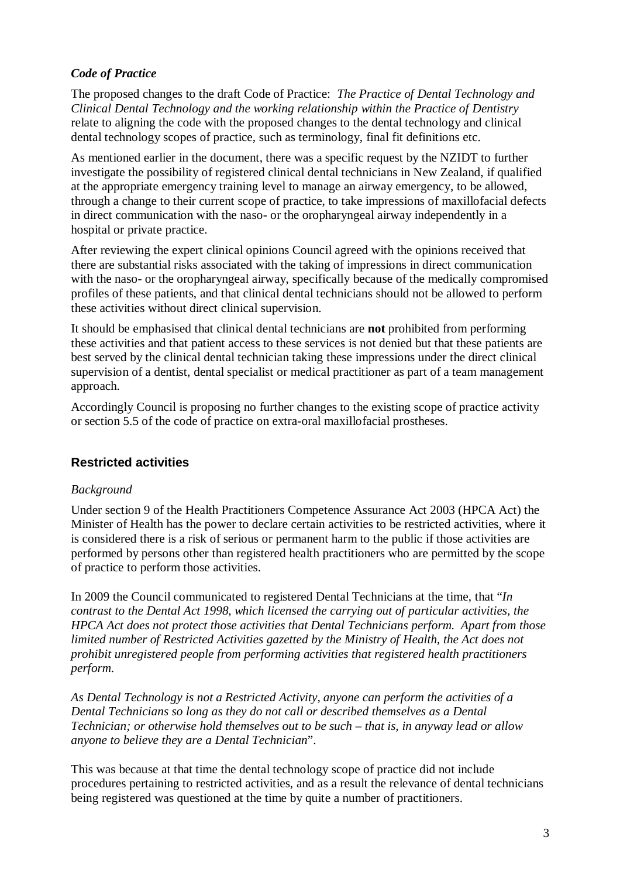### *Code of Practice*

The proposed changes to the draft Code of Practice: *The Practice of Dental Technology and Clinical Dental Technology and the working relationship within the Practice of Dentistry* relate to aligning the code with the proposed changes to the dental technology and clinical dental technology scopes of practice, such as terminology, final fit definitions etc.

As mentioned earlier in the document, there was a specific request by the NZIDT to further investigate the possibility of registered clinical dental technicians in New Zealand, if qualified at the appropriate emergency training level to manage an airway emergency, to be allowed, through a change to their current scope of practice, to take impressions of maxillofacial defects in direct communication with the naso- or the oropharyngeal airway independently in a hospital or private practice.

After reviewing the expert clinical opinions Council agreed with the opinions received that there are substantial risks associated with the taking of impressions in direct communication with the naso- or the oropharyngeal airway, specifically because of the medically compromised profiles of these patients, and that clinical dental technicians should not be allowed to perform these activities without direct clinical supervision.

It should be emphasised that clinical dental technicians are **not** prohibited from performing these activities and that patient access to these services is not denied but that these patients are best served by the clinical dental technician taking these impressions under the direct clinical supervision of a dentist, dental specialist or medical practitioner as part of a team management approach.

Accordingly Council is proposing no further changes to the existing scope of practice activity or section 5.5 of the code of practice on extra-oral maxillofacial prostheses.

## Restricted activities

*Background*

Under section 9 of the Health Practitioners Competence Assurance Act 2003 (HPCA Act) the Minister of Health has the power to declare certain activities to be restricted activities, where it is considered there is a risk of serious or permanent harm to the public if those activities are performed by persons other than registered health practitioners who are permitted by the scope of practice to perform those activities.

In 2009 the Council communicated to registered Dental Technicians at the time, that "*In contrast to the Dental Act 1998, which licensed the carrying out of particular activities, the HPCA Act does not protect those activities that Dental Technicians perform. Apart from those limited number of Restricted Activities gazetted by the Ministry of Health, the Act does not prohibit unregistered people from performing activities that registered health practitioners perform.*

*As Dental Technology is not a Restricted Activity, anyone can perform the activities of a Dental Technicians so long as they do not call or described themselves as a Dental Technician; or otherwise hold themselves out to be such – that is, in anyway lead or allow anyone to believe they are a Dental Technician*".

This was because at that time the dental technology scope of practice did not include procedures pertaining to restricted activities, and as a result the relevance of dental technicians being registered was questioned at the time by quite a number of practitioners.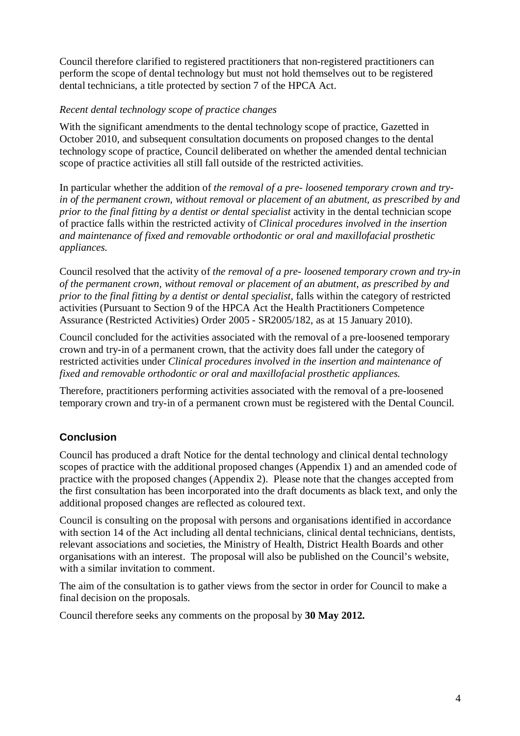Council therefore clarified to registered practitioners that non-registered practitioners can perform the scope of dental technology but must not hold themselves out to be registered dental technicians, a title protected by section 7 of the HPCA Act.

*Recent dental technology scope of practice changes*

With the significant amendments to the dental technology scope of practice, Gazetted in October 2010, and subsequent consultation documents on proposed changes to the dental technology scope of practice, Council deliberated on whether the amended dental technician scope of practice activities all still fall outside of the restricted activities.

In particular whether the addition of *the removal of a pre- loosened temporary crown and try-in of the permanent crown, without removal or placement of an abutment, as prescribed by and prior to the final fitting by a dentist or dental specialist* activity in the dental technician scope of practice falls within the restricted activity of *Clinical procedures involved in the insertion and maintenance of fixed and removable orthodontic or oral and maxillofacial prosthetic appliances.*

Council resolved that the activity of *the removal of a pre- loosened temporary crown and try-in of the permanent crown, without removal or placement of an abutment, as prescribed by and prior to the final fitting by a dentist or dental specialist*, falls within the category of restricted activities (Pursuant to Section 9 of the HPCA Act the Health Practitioners Competence Assurance (Restricted Activities) Order 2005 - SR2005/182, as at 15 January 2010).

Council concluded for the activities associated with the removal of a pre-loosened temporary crown and try-in of a permanent crown, that the activity does fall under the category of restricted activities under *Clinical procedures involved in the insertion and maintenance of fixed and removable orthodontic or oral and maxillofacial prosthetic appliances.*

Therefore, practitioners performing activities associated with the removal of a pre-loosened temporary crown and try-in of a permanent crown must be registered with the Dental Council.

## Conclusion

Council has produced a draft Notice for the dental technology and clinical dental technology scopes of practice with the additional proposed changes (Appendix 1) and an amended code of practice with the proposed changes (Appendix 2). Please note that the changes accepted from the first consultation has been incorporated into the draft documents as black text, and only the additional proposed changes are reflected as coloured text.

Council is consulting on the proposal with persons and organisations identified in accordance with section 14 of the Act including all dental technicians, clinical dental technicians, dentists, relevant associations and societies, the Ministry of Health, District Health Boards and other organisations with an interest. The proposal will also be published on the Council's website, with a similar invitation to comment.

The aim of the consultation is to gather views from the sector in order for Council to make a final decision on the proposals.

Council therefore seeks any comments on the proposal by **30 May 2012.**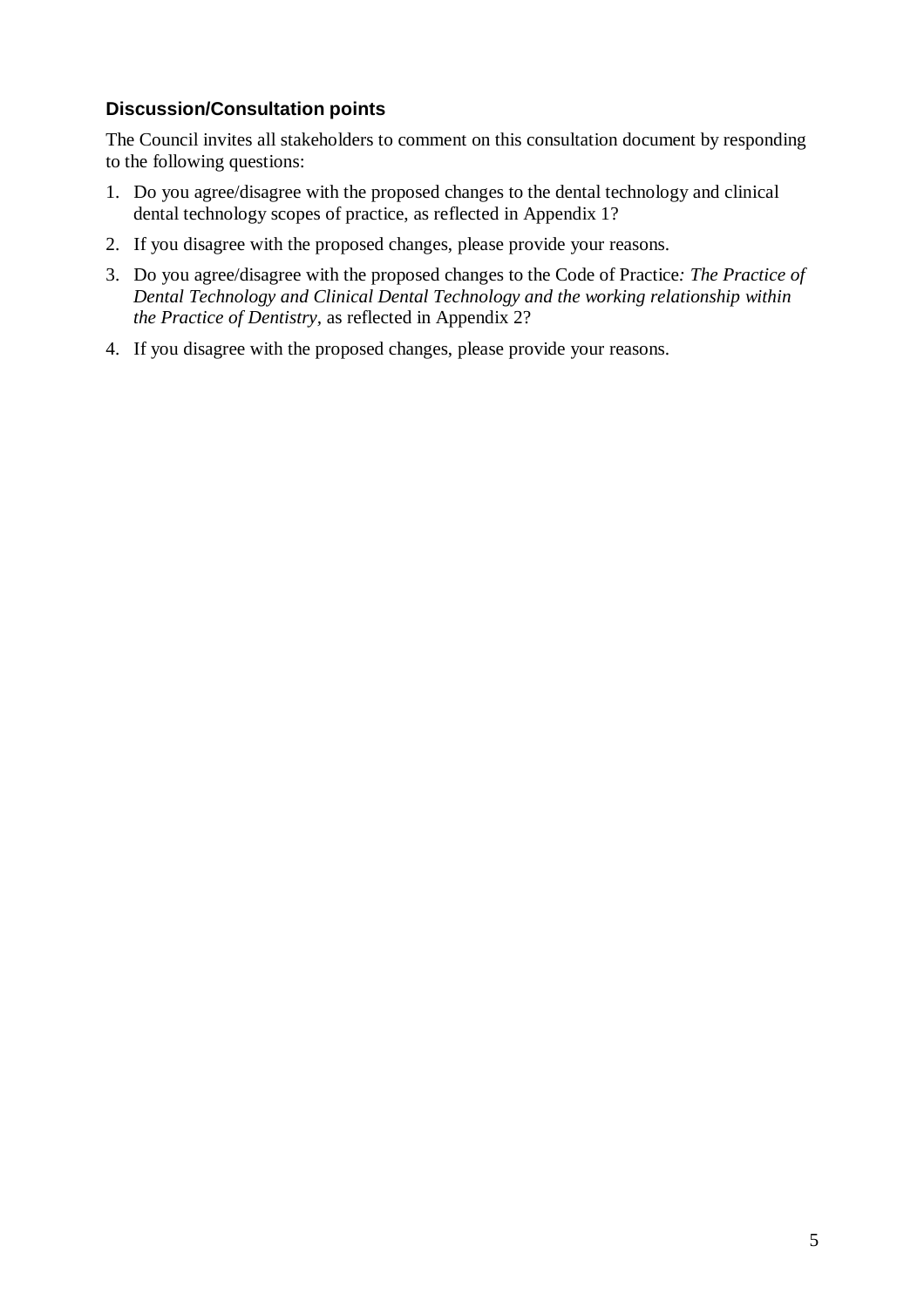### Discussion/Consultation points

The Council invites all stakeholders to comment on this consultation document by responding to the following questions:

1. Do you agree/disagree with the proposed changes to the dental technology and clinical dental technology scopes of practice, as reflected in Appendix 1?
2. If you disagree with the proposed changes, please provide your reasons.
3. Do you agree/disagree with the proposed changes to the Code of Practice*: The Practice of Dental Technology and Clinical Dental Technology and the working relationship within the Practice of Dentistry*, as reflected in Appendix 2?
4. If you disagree with the proposed changes, please provide your reasons.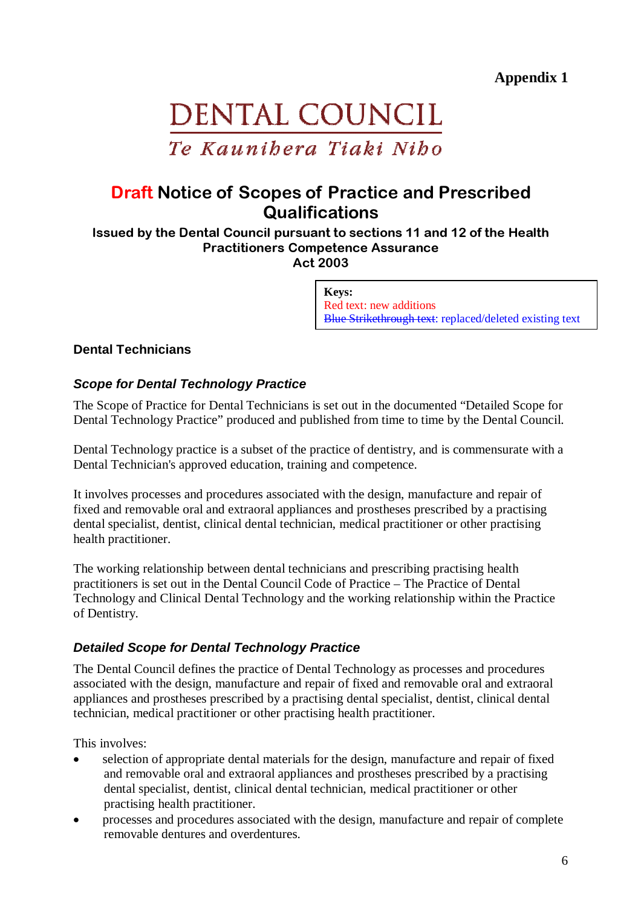**Appendix 1**

# DENTAL COUNCIL

*Te Kaunihera Tiaki Niho*

## Draft Notice of Scopes of Practice and Prescribed Qualifications

**Issued by the Dental Council pursuant to sections 11 and 12 of the Health Practitioners Competence Assurance Act 2003**

> **Keys:**
> Red text: new additions
> ~~Blue Strikethrough text~~: replaced/deleted existing text

### Dental Technicians

#### *Scope for Dental Technology Practice*

The Scope of Practice for Dental Technicians is set out in the documented "Detailed Scope for Dental Technology Practice" produced and published from time to time by the Dental Council.

Dental Technology practice is a subset of the practice of dentistry, and is commensurate with a Dental Technician's approved education, training and competence.

It involves processes and procedures associated with the design, manufacture and repair of fixed and removable oral and extraoral appliances and prostheses prescribed by a practising dental specialist, dentist, clinical dental technician, medical practitioner or other practising health practitioner.

The working relationship between dental technicians and prescribing practising health practitioners is set out in the Dental Council Code of Practice – The Practice of Dental Technology and Clinical Dental Technology and the working relationship within the Practice of Dentistry.

#### *Detailed Scope for Dental Technology Practice*

The Dental Council defines the practice of Dental Technology as processes and procedures associated with the design, manufacture and repair of fixed and removable oral and extraoral appliances and prostheses prescribed by a practising dental specialist, dentist, clinical dental technician, medical practitioner or other practising health practitioner.

This involves:

- selection of appropriate dental materials for the design, manufacture and repair of fixed and removable oral and extraoral appliances and prostheses prescribed by a practising dental specialist, dentist, clinical dental technician, medical practitioner or other practising health practitioner.
- processes and procedures associated with the design, manufacture and repair of complete removable dentures and overdentures.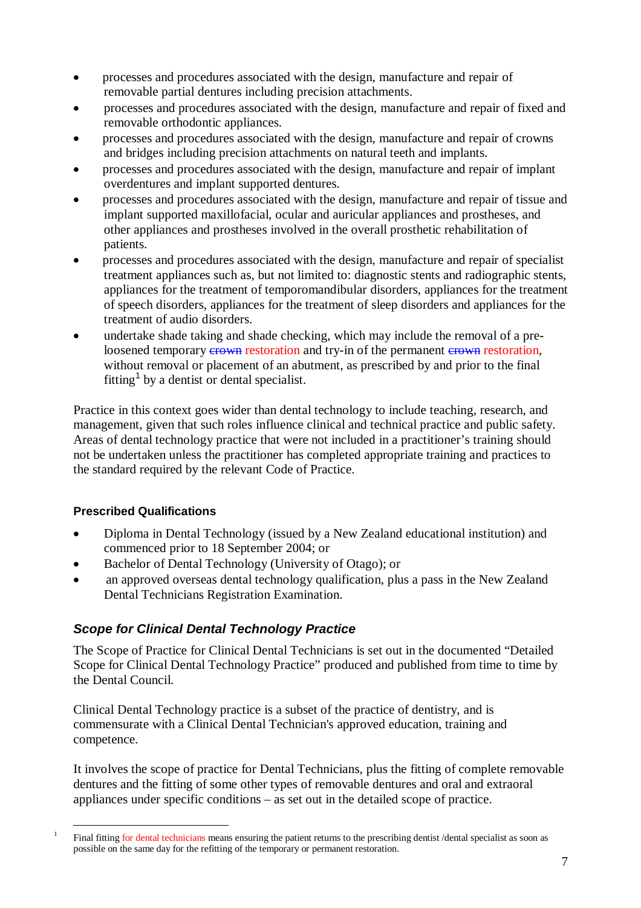- processes and procedures associated with the design, manufacture and repair of removable partial dentures including precision attachments.
- processes and procedures associated with the design, manufacture and repair of fixed and removable orthodontic appliances.
- processes and procedures associated with the design, manufacture and repair of crowns and bridges including precision attachments on natural teeth and implants.
- processes and procedures associated with the design, manufacture and repair of implant overdentures and implant supported dentures.
- processes and procedures associated with the design, manufacture and repair of tissue and implant supported maxillofacial, ocular and auricular appliances and prostheses, and other appliances and prostheses involved in the overall prosthetic rehabilitation of patients.
- processes and procedures associated with the design, manufacture and repair of specialist treatment appliances such as, but not limited to: diagnostic stents and radiographic stents, appliances for the treatment of temporomandibular disorders, appliances for the treatment of speech disorders, appliances for the treatment of sleep disorders and appliances for the treatment of audio disorders.
- undertake shade taking and shade checking, which may include the removal of a pre-loosened temporary ~~crown~~ restoration and try-in of the permanent ~~crown~~ restoration, without removal or placement of an abutment, as prescribed by and prior to the final fitting[1] by a dentist or dental specialist.

Practice in this context goes wider than dental technology to include teaching, research, and management, given that such roles influence clinical and technical practice and public safety. Areas of dental technology practice that were not included in a practitioner's training should not be undertaken unless the practitioner has completed appropriate training and practices to the standard required by the relevant Code of Practice.

**Prescribed Qualifications**

- Diploma in Dental Technology (issued by a New Zealand educational institution) and commenced prior to 18 September 2004; or
- Bachelor of Dental Technology (University of Otago); or
- an approved overseas dental technology qualification, plus a pass in the New Zealand Dental Technicians Registration Examination.

## *Scope for Clinical Dental Technology Practice*

The Scope of Practice for Clinical Dental Technicians is set out in the documented "Detailed Scope for Clinical Dental Technology Practice" produced and published from time to time by the Dental Council.

Clinical Dental Technology practice is a subset of the practice of dentistry, and is commensurate with a Clinical Dental Technician's approved education, training and competence.

It involves the scope of practice for Dental Technicians, plus the fitting of complete removable dentures and the fitting of some other types of removable dentures and oral and extraoral appliances under specific conditions – as set out in the detailed scope of practice.

[1] Final fitting for dental technicians means ensuring the patient returns to the prescribing dentist /dental specialist as soon as possible on the same day for the refitting of the temporary or permanent restoration.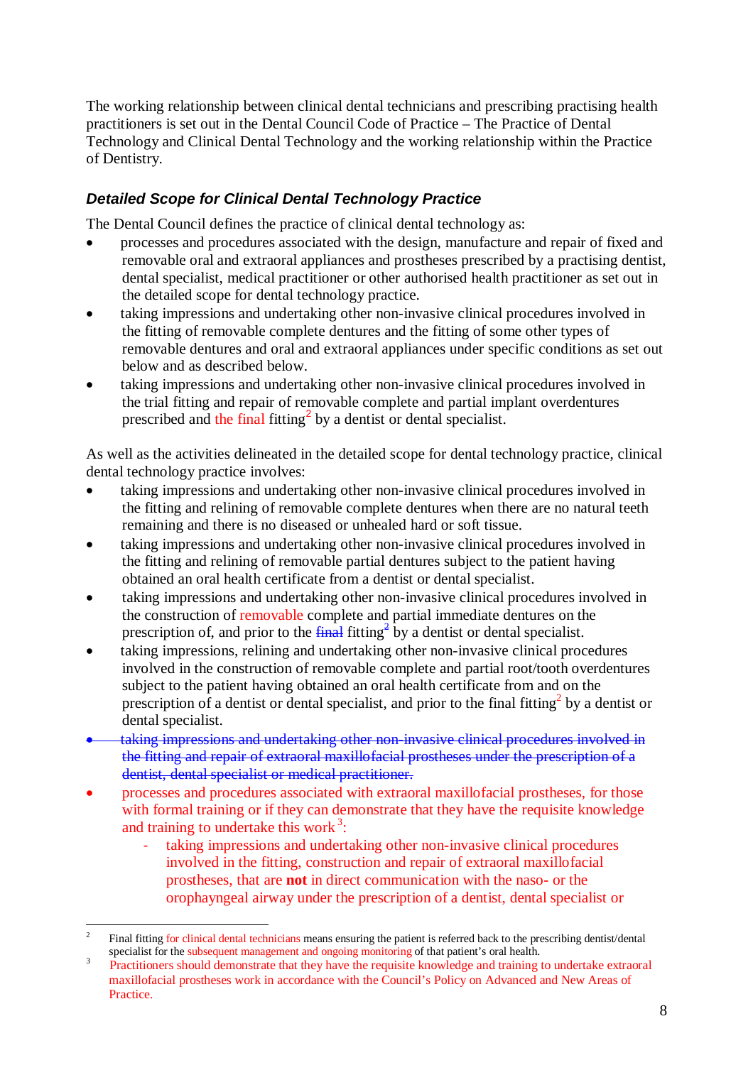The working relationship between clinical dental technicians and prescribing practising health practitioners is set out in the Dental Council Code of Practice – The Practice of Dental Technology and Clinical Dental Technology and the working relationship within the Practice of Dentistry.

### *Detailed Scope for Clinical Dental Technology Practice*

The Dental Council defines the practice of clinical dental technology as:

- processes and procedures associated with the design, manufacture and repair of fixed and removable oral and extraoral appliances and prostheses prescribed by a practising dentist, dental specialist, medical practitioner or other authorised health practitioner as set out in the detailed scope for dental technology practice.
- taking impressions and undertaking other non-invasive clinical procedures involved in the fitting of removable complete dentures and the fitting of some other types of removable dentures and oral and extraoral appliances under specific conditions as set out below and as described below.
- taking impressions and undertaking other non-invasive clinical procedures involved in the trial fitting and repair of removable complete and partial implant overdentures prescribed and the final fitting[2] by a dentist or dental specialist.

As well as the activities delineated in the detailed scope for dental technology practice, clinical dental technology practice involves:

- taking impressions and undertaking other non-invasive clinical procedures involved in the fitting and relining of removable complete dentures when there are no natural teeth remaining and there is no diseased or unhealed hard or soft tissue.
- taking impressions and undertaking other non-invasive clinical procedures involved in the fitting and relining of removable partial dentures subject to the patient having obtained an oral health certificate from a dentist or dental specialist.
- taking impressions and undertaking other non-invasive clinical procedures involved in the construction of removable complete and partial immediate dentures on the prescription of, and prior to the ~~final~~ fitting[2] by a dentist or dental specialist.
- taking impressions, relining and undertaking other non-invasive clinical procedures involved in the construction of removable complete and partial root/tooth overdentures subject to the patient having obtained an oral health certificate from and on the prescription of a dentist or dental specialist, and prior to the final fitting[2] by a dentist or dental specialist.
- ~~taking impressions and undertaking other non-invasive clinical procedures involved in the fitting and repair of extraoral maxillofacial prostheses under the prescription of a dentist, dental specialist or medical practitioner.~~
- processes and procedures associated with extraoral maxillofacial prostheses, for those with formal training or if they can demonstrate that they have the requisite knowledge and training to undertake this work[3]:
  - taking impressions and undertaking other non-invasive clinical procedures involved in the fitting, construction and repair of extraoral maxillofacial prostheses, that are **not** in direct communication with the naso- or the orophayngeal airway under the prescription of a dentist, dental specialist or

---

[2] Final fitting for clinical dental technicians means ensuring the patient is referred back to the prescribing dentist/dental specialist for the subsequent management and ongoing monitoring of that patient's oral health.

[3] Practitioners should demonstrate that they have the requisite knowledge and training to undertake extraoral maxillofacial prostheses work in accordance with the Council's Policy on Advanced and New Areas of Practice.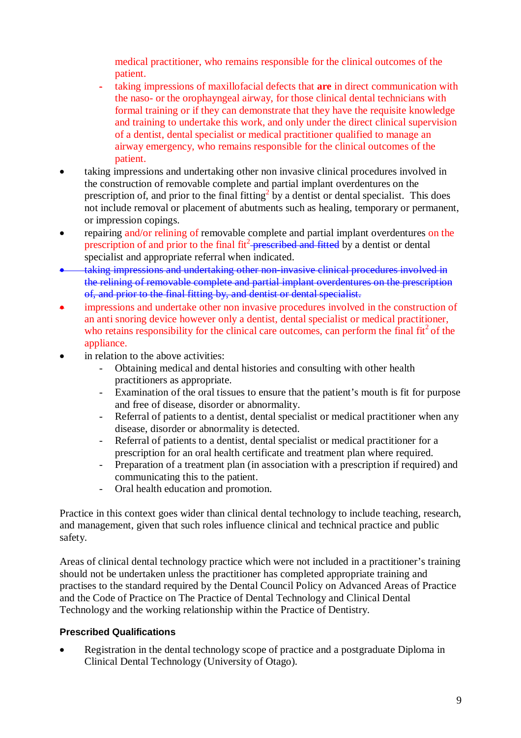medical practitioner, who remains responsible for the clinical outcomes of the patient.
    - taking impressions of maxillofacial defects that **are** in direct communication with the naso- or the orophayngeal airway, for those clinical dental technicians with formal training or if they can demonstrate that they have the requisite knowledge and training to undertake this work, and only under the direct clinical supervision of a dentist, dental specialist or medical practitioner qualified to manage an airway emergency, who remains responsible for the clinical outcomes of the patient.
- taking impressions and undertaking other non invasive clinical procedures involved in the construction of removable complete and partial implant overdentures on the prescription of, and prior to the final fitting[2] by a dentist or dental specialist. This does not include removal or placement of abutments such as healing, temporary or permanent, or impression copings.
- repairing and/or relining of removable complete and partial implant overdentures on the prescription of and prior to the final fit[2] ~~prescribed and fitted~~ by a dentist or dental specialist and appropriate referral when indicated.
- ~~taking impressions and undertaking other non-invasive clinical procedures involved in the relining of removable complete and partial implant overdentures on the prescription of, and prior to the final fitting by, and dentist or dental specialist.~~
- impressions and undertake other non invasive procedures involved in the construction of an anti snoring device however only a dentist, dental specialist or medical practitioner, who retains responsibility for the clinical care outcomes, can perform the final fit[2] of the appliance.
- in relation to the above activities:
    - Obtaining medical and dental histories and consulting with other health practitioners as appropriate.
    - Examination of the oral tissues to ensure that the patient's mouth is fit for purpose and free of disease, disorder or abnormality.
    - Referral of patients to a dentist, dental specialist or medical practitioner when any disease, disorder or abnormality is detected.
    - Referral of patients to a dentist, dental specialist or medical practitioner for a prescription for an oral health certificate and treatment plan where required.
    - Preparation of a treatment plan (in association with a prescription if required) and communicating this to the patient.
    - Oral health education and promotion.

Practice in this context goes wider than clinical dental technology to include teaching, research, and management, given that such roles influence clinical and technical practice and public safety.

Areas of clinical dental technology practice which were not included in a practitioner's training should not be undertaken unless the practitioner has completed appropriate training and practises to the standard required by the Dental Council Policy on Advanced Areas of Practice and the Code of Practice on The Practice of Dental Technology and Clinical Dental Technology and the working relationship within the Practice of Dentistry.

**Prescribed Qualifications**

- Registration in the dental technology scope of practice and a postgraduate Diploma in Clinical Dental Technology (University of Otago).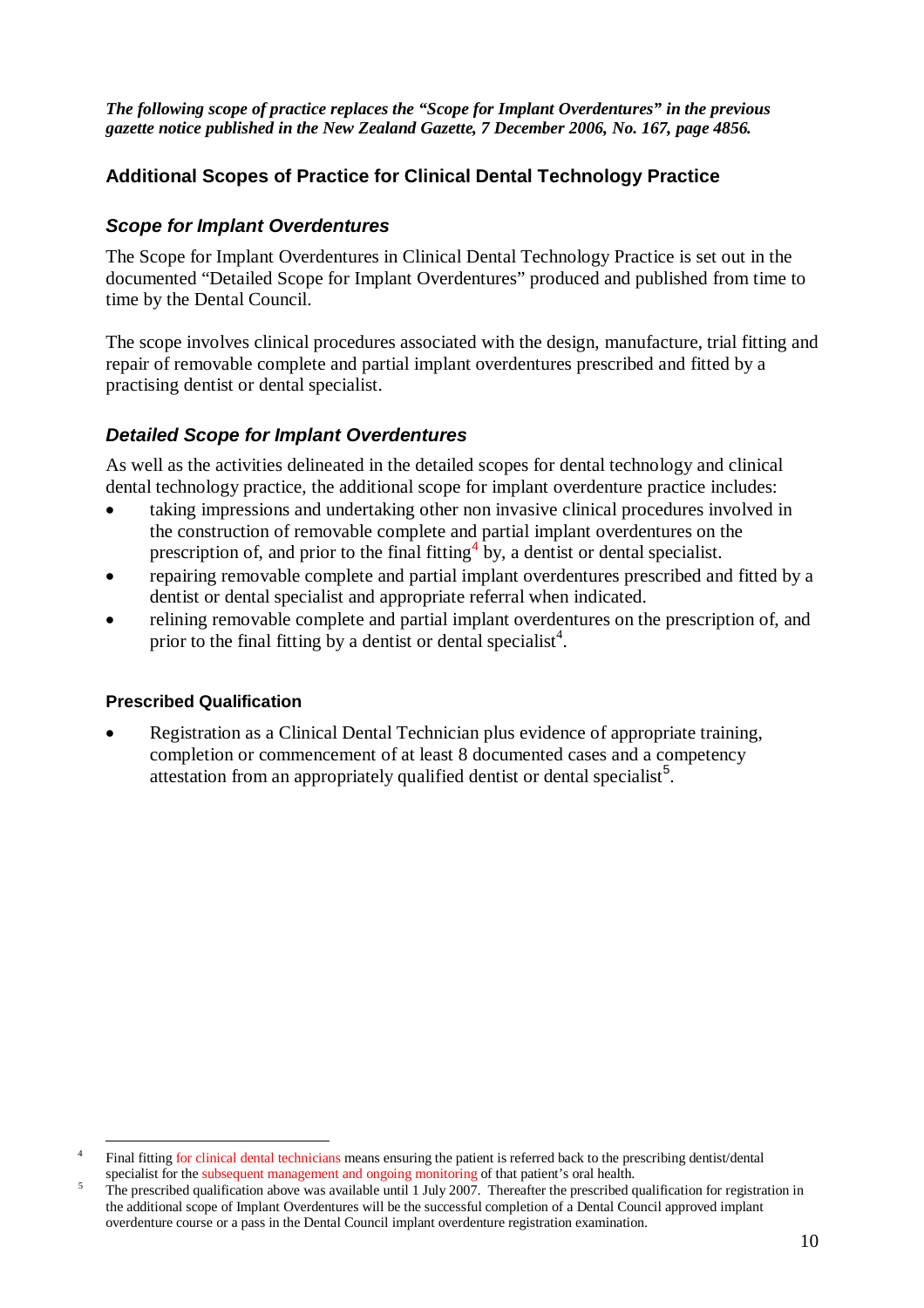***The following scope of practice replaces the "Scope for Implant Overdentures" in the previous gazette notice published in the New Zealand Gazette, 7 December 2006, No. 167, page 4856.***

## Additional Scopes of Practice for Clinical Dental Technology Practice

### *Scope for Implant Overdentures*

The Scope for Implant Overdentures in Clinical Dental Technology Practice is set out in the documented "Detailed Scope for Implant Overdentures" produced and published from time to time by the Dental Council.

The scope involves clinical procedures associated with the design, manufacture, trial fitting and repair of removable complete and partial implant overdentures prescribed and fitted by a practising dentist or dental specialist.

### *Detailed Scope for Implant Overdentures*

As well as the activities delineated in the detailed scopes for dental technology and clinical dental technology practice, the additional scope for implant overdenture practice includes:

- taking impressions and undertaking other non invasive clinical procedures involved in the construction of removable complete and partial implant overdentures on the prescription of, and prior to the final fitting[4] by, a dentist or dental specialist.
- repairing removable complete and partial implant overdentures prescribed and fitted by a dentist or dental specialist and appropriate referral when indicated.
- relining removable complete and partial implant overdentures on the prescription of, and prior to the final fitting by a dentist or dental specialist[4].

#### Prescribed Qualification

- Registration as a Clinical Dental Technician plus evidence of appropriate training, completion or commencement of at least 8 documented cases and a competency attestation from an appropriately qualified dentist or dental specialist[5].

---

[4] Final fitting for clinical dental technicians means ensuring the patient is referred back to the prescribing dentist/dental specialist for the subsequent management and ongoing monitoring of that patient's oral health.

[5] The prescribed qualification above was available until 1 July 2007. Thereafter the prescribed qualification for registration in the additional scope of Implant Overdentures will be the successful completion of a Dental Council approved implant overdenture course or a pass in the Dental Council implant overdenture registration examination.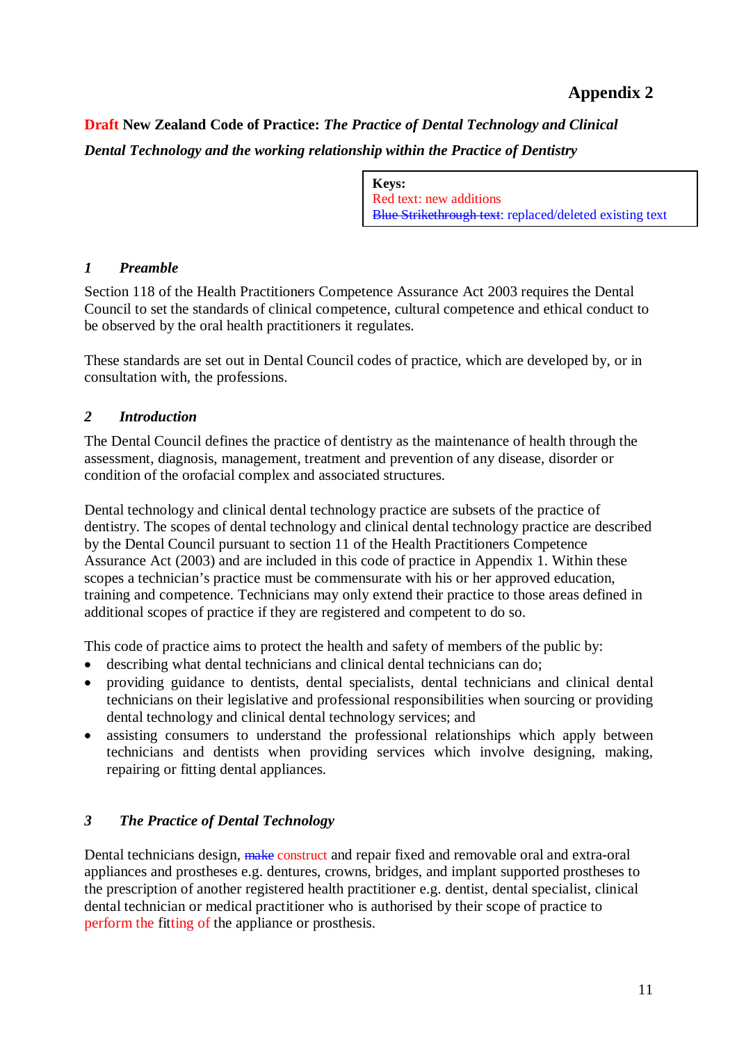# Appendix 2

**Draft New Zealand Code of Practice: *The Practice of Dental Technology and Clinical Dental Technology and the working relationship within the Practice of Dentistry***

> **Keys:**
> Red text: new additions
> ~~Blue Strikethrough text~~: replaced/deleted existing text

## *1 Preamble*

Section 118 of the Health Practitioners Competence Assurance Act 2003 requires the Dental Council to set the standards of clinical competence, cultural competence and ethical conduct to be observed by the oral health practitioners it regulates.

These standards are set out in Dental Council codes of practice, which are developed by, or in consultation with, the professions.

## *2 Introduction*

The Dental Council defines the practice of dentistry as the maintenance of health through the assessment, diagnosis, management, treatment and prevention of any disease, disorder or condition of the orofacial complex and associated structures.

Dental technology and clinical dental technology practice are subsets of the practice of dentistry. The scopes of dental technology and clinical dental technology practice are described by the Dental Council pursuant to section 11 of the Health Practitioners Competence Assurance Act (2003) and are included in this code of practice in Appendix 1. Within these scopes a technician's practice must be commensurate with his or her approved education, training and competence. Technicians may only extend their practice to those areas defined in additional scopes of practice if they are registered and competent to do so.

This code of practice aims to protect the health and safety of members of the public by:

- describing what dental technicians and clinical dental technicians can do;
- providing guidance to dentists, dental specialists, dental technicians and clinical dental technicians on their legislative and professional responsibilities when sourcing or providing dental technology and clinical dental technology services; and
- assisting consumers to understand the professional relationships which apply between technicians and dentists when providing services which involve designing, making, repairing or fitting dental appliances.

## *3 The Practice of Dental Technology*

Dental technicians design, ~~make~~ construct and repair fixed and removable oral and extra-oral appliances and prostheses e.g. dentures, crowns, bridges, and implant supported prostheses to the prescription of another registered health practitioner e.g. dentist, dental specialist, clinical dental technician or medical practitioner who is authorised by their scope of practice to perform the fitting of the appliance or prosthesis.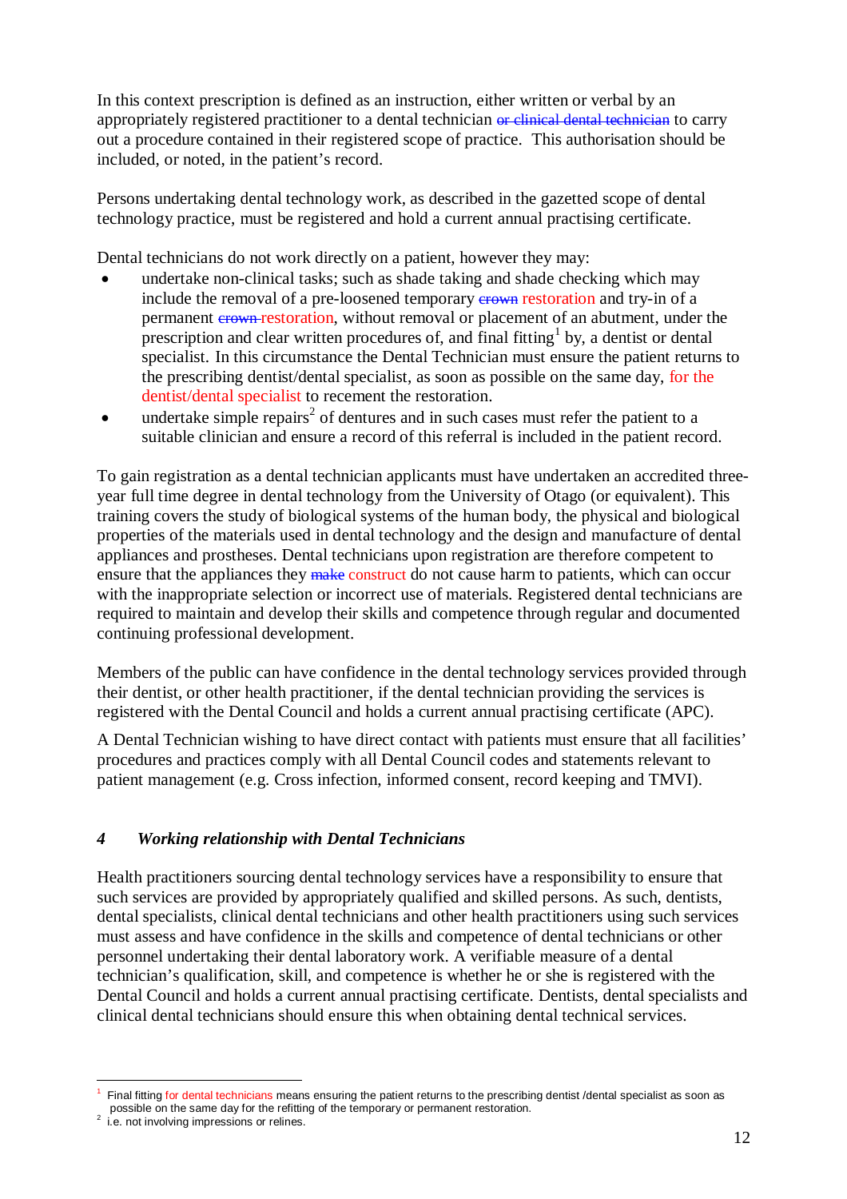In this context prescription is defined as an instruction, either written or verbal by an appropriately registered practitioner to a dental technician ~~or clinical dental technician~~ to carry out a procedure contained in their registered scope of practice. This authorisation should be included, or noted, in the patient's record.

Persons undertaking dental technology work, as described in the gazetted scope of dental technology practice, must be registered and hold a current annual practising certificate.

Dental technicians do not work directly on a patient, however they may:

- undertake non-clinical tasks; such as shade taking and shade checking which may include the removal of a pre-loosened temporary ~~crown~~ restoration and try-in of a permanent ~~crown~~ restoration, without removal or placement of an abutment, under the prescription and clear written procedures of, and final fitting[1] by, a dentist or dental specialist. In this circumstance the Dental Technician must ensure the patient returns to the prescribing dentist/dental specialist, as soon as possible on the same day, for the dentist/dental specialist to recement the restoration.
- undertake simple repairs[2] of dentures and in such cases must refer the patient to a suitable clinician and ensure a record of this referral is included in the patient record.

To gain registration as a dental technician applicants must have undertaken an accredited three-year full time degree in dental technology from the University of Otago (or equivalent). This training covers the study of biological systems of the human body, the physical and biological properties of the materials used in dental technology and the design and manufacture of dental appliances and prostheses. Dental technicians upon registration are therefore competent to ensure that the appliances they ~~make~~ construct do not cause harm to patients, which can occur with the inappropriate selection or incorrect use of materials. Registered dental technicians are required to maintain and develop their skills and competence through regular and documented continuing professional development.

Members of the public can have confidence in the dental technology services provided through their dentist, or other health practitioner, if the dental technician providing the services is registered with the Dental Council and holds a current annual practising certificate (APC).

A Dental Technician wishing to have direct contact with patients must ensure that all facilities' procedures and practices comply with all Dental Council codes and statements relevant to patient management (e.g. Cross infection, informed consent, record keeping and TMVI).

## *4 Working relationship with Dental Technicians*

Health practitioners sourcing dental technology services have a responsibility to ensure that such services are provided by appropriately qualified and skilled persons. As such, dentists, dental specialists, clinical dental technicians and other health practitioners using such services must assess and have confidence in the skills and competence of dental technicians or other personnel undertaking their dental laboratory work. A verifiable measure of a dental technician's qualification, skill, and competence is whether he or she is registered with the Dental Council and holds a current annual practising certificate. Dentists, dental specialists and clinical dental technicians should ensure this when obtaining dental technical services.

---

[1] Final fitting for dental technicians means ensuring the patient returns to the prescribing dentist /dental specialist as soon as possible on the same day for the refitting of the temporary or permanent restoration.

[2] i.e. not involving impressions or relines.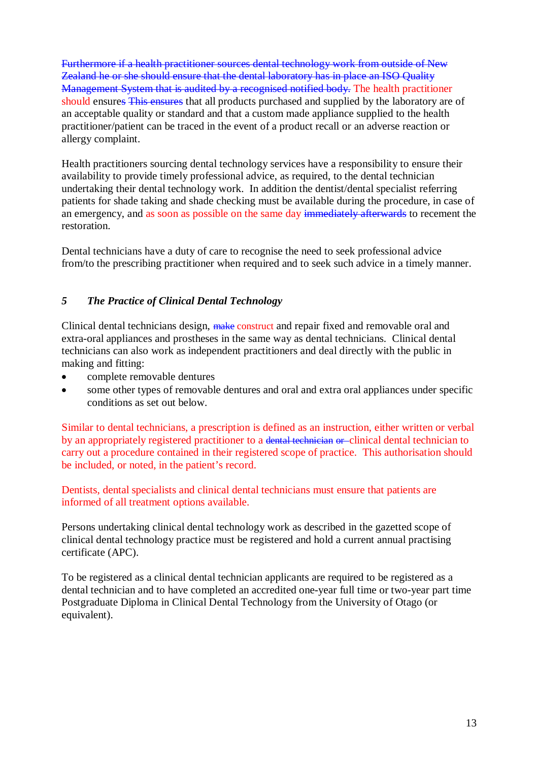~~Furthermore if a health practitioner sources dental technology work from outside of New Zealand he or she should ensure that the dental laboratory has in place an ISO Quality Management System that is audited by a recognised notified body.~~ The health practitioner should ensure~~s~~ ~~This ensures~~ that all products purchased and supplied by the laboratory are of an acceptable quality or standard and that a custom made appliance supplied to the health practitioner/patient can be traced in the event of a product recall or an adverse reaction or allergy complaint.

Health practitioners sourcing dental technology services have a responsibility to ensure their availability to provide timely professional advice, as required, to the dental technician undertaking their dental technology work. In addition the dentist/dental specialist referring patients for shade taking and shade checking must be available during the procedure, in case of an emergency, and as soon as possible on the same day ~~immediately afterwards~~ to recement the restoration.

Dental technicians have a duty of care to recognise the need to seek professional advice from/to the prescribing practitioner when required and to seek such advice in a timely manner.

## 5 *The Practice of Clinical Dental Technology*

Clinical dental technicians design, ~~make~~ construct and repair fixed and removable oral and extra-oral appliances and prostheses in the same way as dental technicians. Clinical dental technicians can also work as independent practitioners and deal directly with the public in making and fitting:

- complete removable dentures
- some other types of removable dentures and oral and extra oral appliances under specific conditions as set out below.

Similar to dental technicians, a prescription is defined as an instruction, either written or verbal by an appropriately registered practitioner to a ~~dental technician or~~ clinical dental technician to carry out a procedure contained in their registered scope of practice. This authorisation should be included, or noted, in the patient's record.

Dentists, dental specialists and clinical dental technicians must ensure that patients are informed of all treatment options available.

Persons undertaking clinical dental technology work as described in the gazetted scope of clinical dental technology practice must be registered and hold a current annual practising certificate (APC).

To be registered as a clinical dental technician applicants are required to be registered as a dental technician and to have completed an accredited one-year full time or two-year part time Postgraduate Diploma in Clinical Dental Technology from the University of Otago (or equivalent).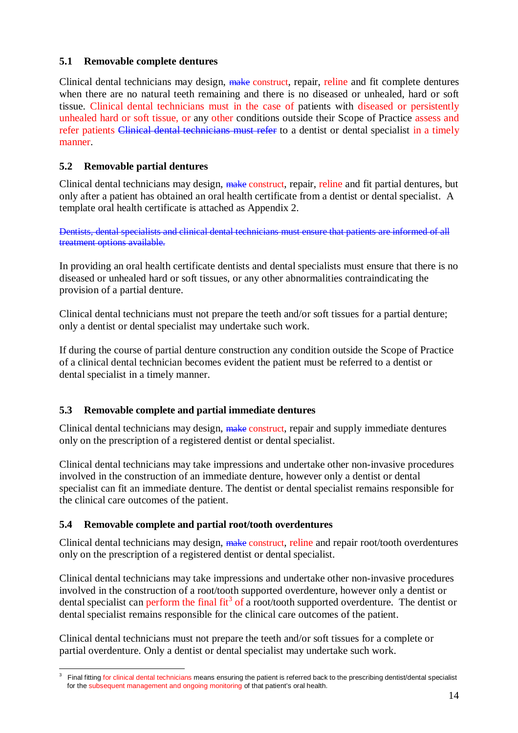### 5.1 Removable complete dentures

Clinical dental technicians may design, ~~make~~ construct, repair, reline and fit complete dentures when there are no natural teeth remaining and there is no diseased or unhealed, hard or soft tissue. Clinical dental technicians must in the case of patients with diseased or persistently unhealed hard or soft tissue, or any other conditions outside their Scope of Practice assess and refer patients ~~Clinical dental technicians must refer~~ to a dentist or dental specialist in a timely manner.

### 5.2 Removable partial dentures

Clinical dental technicians may design, ~~make~~ construct, repair, reline and fit partial dentures, but only after a patient has obtained an oral health certificate from a dentist or dental specialist. A template oral health certificate is attached as Appendix 2.

~~Dentists, dental specialists and clinical dental technicians must ensure that patients are informed of all treatment options available.~~

In providing an oral health certificate dentists and dental specialists must ensure that there is no diseased or unhealed hard or soft tissues, or any other abnormalities contraindicating the provision of a partial denture.

Clinical dental technicians must not prepare the teeth and/or soft tissues for a partial denture; only a dentist or dental specialist may undertake such work.

If during the course of partial denture construction any condition outside the Scope of Practice of a clinical dental technician becomes evident the patient must be referred to a dentist or dental specialist in a timely manner.

### 5.3 Removable complete and partial immediate dentures

Clinical dental technicians may design, ~~make~~ construct, repair and supply immediate dentures only on the prescription of a registered dentist or dental specialist.

Clinical dental technicians may take impressions and undertake other non-invasive procedures involved in the construction of an immediate denture, however only a dentist or dental specialist can fit an immediate denture. The dentist or dental specialist remains responsible for the clinical care outcomes of the patient.

### 5.4 Removable complete and partial root/tooth overdentures

Clinical dental technicians may design, ~~make~~ construct, reline and repair root/tooth overdentures only on the prescription of a registered dentist or dental specialist.

Clinical dental technicians may take impressions and undertake other non-invasive procedures involved in the construction of a root/tooth supported overdenture, however only a dentist or dental specialist can perform the final fit[3] of a root/tooth supported overdenture. The dentist or dental specialist remains responsible for the clinical care outcomes of the patient.

Clinical dental technicians must not prepare the teeth and/or soft tissues for a complete or partial overdenture. Only a dentist or dental specialist may undertake such work.

---

[3] Final fitting for clinical dental technicians means ensuring the patient is referred back to the prescribing dentist/dental specialist for the subsequent management and ongoing monitoring of that patient's oral health.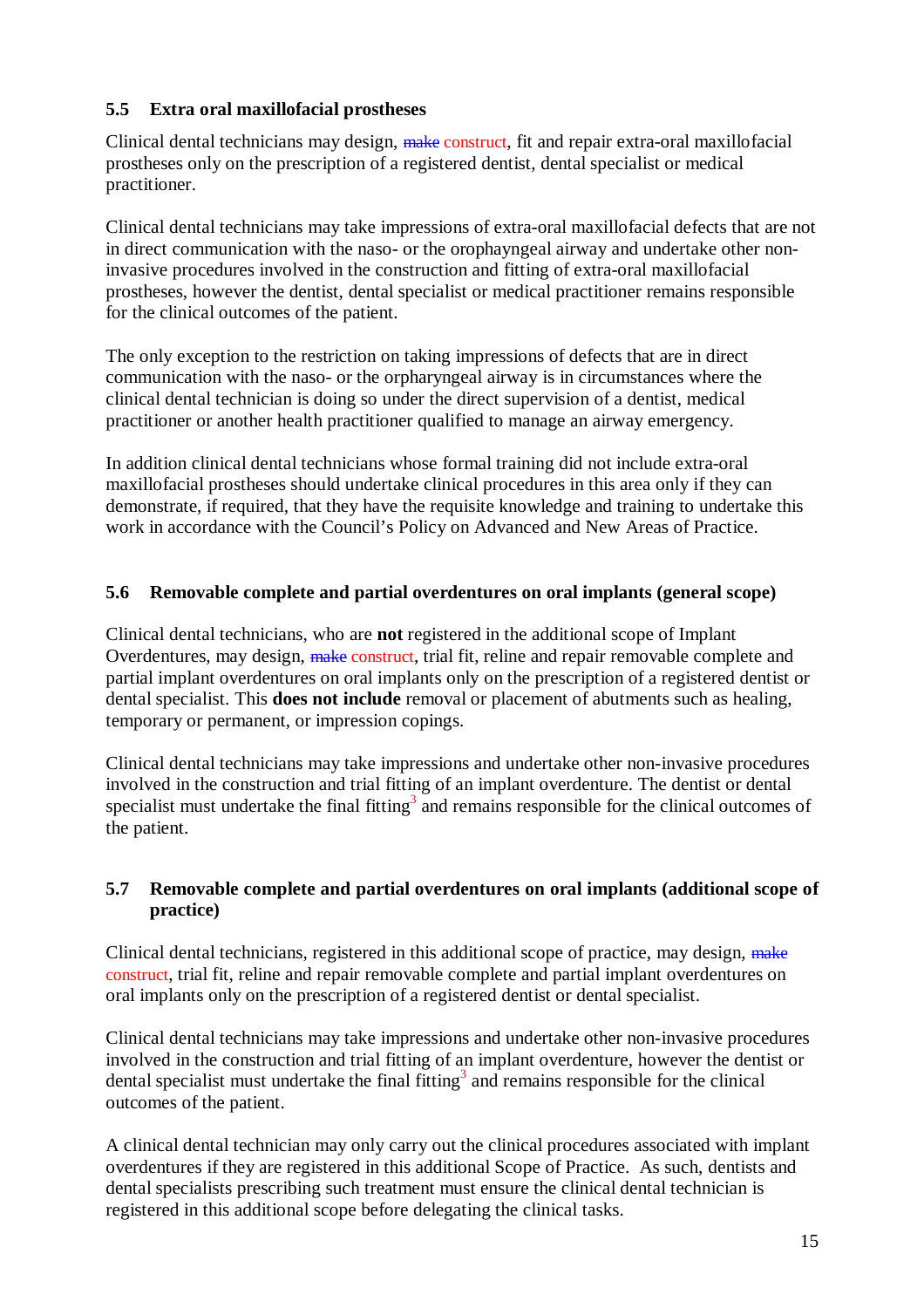## 5.5 Extra oral maxillofacial prostheses

Clinical dental technicians may design, ~~make~~ construct, fit and repair extra-oral maxillofacial prostheses only on the prescription of a registered dentist, dental specialist or medical practitioner.

Clinical dental technicians may take impressions of extra-oral maxillofacial defects that are not in direct communication with the naso- or the orophayngeal airway and undertake other non-invasive procedures involved in the construction and fitting of extra-oral maxillofacial prostheses, however the dentist, dental specialist or medical practitioner remains responsible for the clinical outcomes of the patient.

The only exception to the restriction on taking impressions of defects that are in direct communication with the naso- or the orpharyngeal airway is in circumstances where the clinical dental technician is doing so under the direct supervision of a dentist, medical practitioner or another health practitioner qualified to manage an airway emergency.

In addition clinical dental technicians whose formal training did not include extra-oral maxillofacial prostheses should undertake clinical procedures in this area only if they can demonstrate, if required, that they have the requisite knowledge and training to undertake this work in accordance with the Council's Policy on Advanced and New Areas of Practice.

## 5.6 Removable complete and partial overdentures on oral implants (general scope)

Clinical dental technicians, who are **not** registered in the additional scope of Implant Overdentures, may design, ~~make~~ construct, trial fit, reline and repair removable complete and partial implant overdentures on oral implants only on the prescription of a registered dentist or dental specialist. This **does not include** removal or placement of abutments such as healing, temporary or permanent, or impression copings.

Clinical dental technicians may take impressions and undertake other non-invasive procedures involved in the construction and trial fitting of an implant overdenture. The dentist or dental specialist must undertake the final fitting[3] and remains responsible for the clinical outcomes of the patient.

## 5.7 Removable complete and partial overdentures on oral implants (additional scope of practice)

Clinical dental technicians, registered in this additional scope of practice, may design, ~~make~~ construct, trial fit, reline and repair removable complete and partial implant overdentures on oral implants only on the prescription of a registered dentist or dental specialist.

Clinical dental technicians may take impressions and undertake other non-invasive procedures involved in the construction and trial fitting of an implant overdenture, however the dentist or dental specialist must undertake the final fitting[3] and remains responsible for the clinical outcomes of the patient.

A clinical dental technician may only carry out the clinical procedures associated with implant overdentures if they are registered in this additional Scope of Practice. As such, dentists and dental specialists prescribing such treatment must ensure the clinical dental technician is registered in this additional scope before delegating the clinical tasks.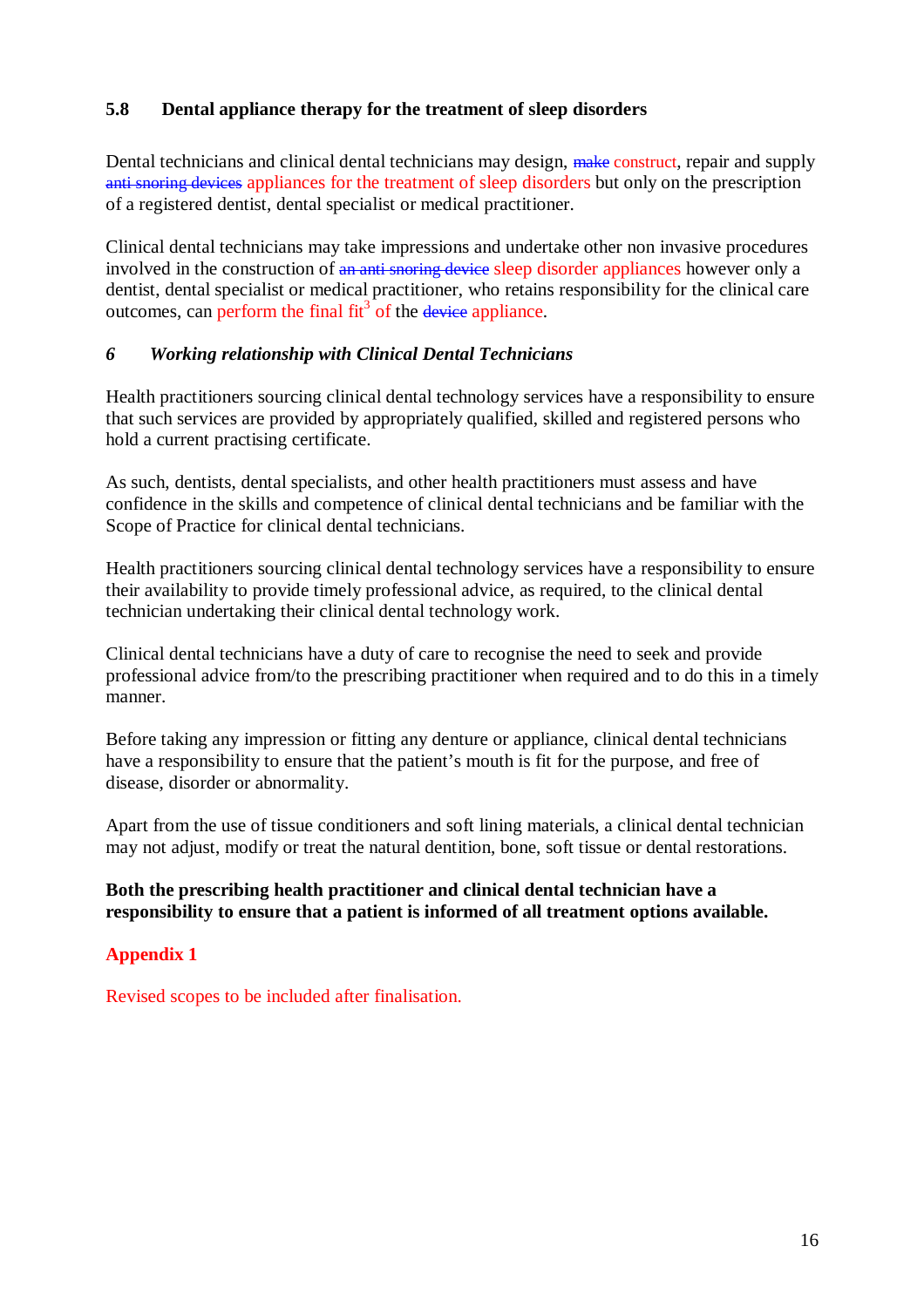### 5.8 Dental appliance therapy for the treatment of sleep disorders

Dental technicians and clinical dental technicians may design, ~~make~~ construct, repair and supply ~~anti snoring devices~~ appliances for the treatment of sleep disorders but only on the prescription of a registered dentist, dental specialist or medical practitioner.

Clinical dental technicians may take impressions and undertake other non invasive procedures involved in the construction of ~~an anti snoring device~~ sleep disorder appliances however only a dentist, dental specialist or medical practitioner, who retains responsibility for the clinical care outcomes, can perform the final fit[3] of the ~~device~~ appliance.

## *6 Working relationship with Clinical Dental Technicians*

Health practitioners sourcing clinical dental technology services have a responsibility to ensure that such services are provided by appropriately qualified, skilled and registered persons who hold a current practising certificate.

As such, dentists, dental specialists, and other health practitioners must assess and have confidence in the skills and competence of clinical dental technicians and be familiar with the Scope of Practice for clinical dental technicians.

Health practitioners sourcing clinical dental technology services have a responsibility to ensure their availability to provide timely professional advice, as required, to the clinical dental technician undertaking their clinical dental technology work.

Clinical dental technicians have a duty of care to recognise the need to seek and provide professional advice from/to the prescribing practitioner when required and to do this in a timely manner.

Before taking any impression or fitting any denture or appliance, clinical dental technicians have a responsibility to ensure that the patient's mouth is fit for the purpose, and free of disease, disorder or abnormality.

Apart from the use of tissue conditioners and soft lining materials, a clinical dental technician may not adjust, modify or treat the natural dentition, bone, soft tissue or dental restorations.

**Both the prescribing health practitioner and clinical dental technician have a responsibility to ensure that a patient is informed of all treatment options available.**

## Appendix 1

Revised scopes to be included after finalisation.